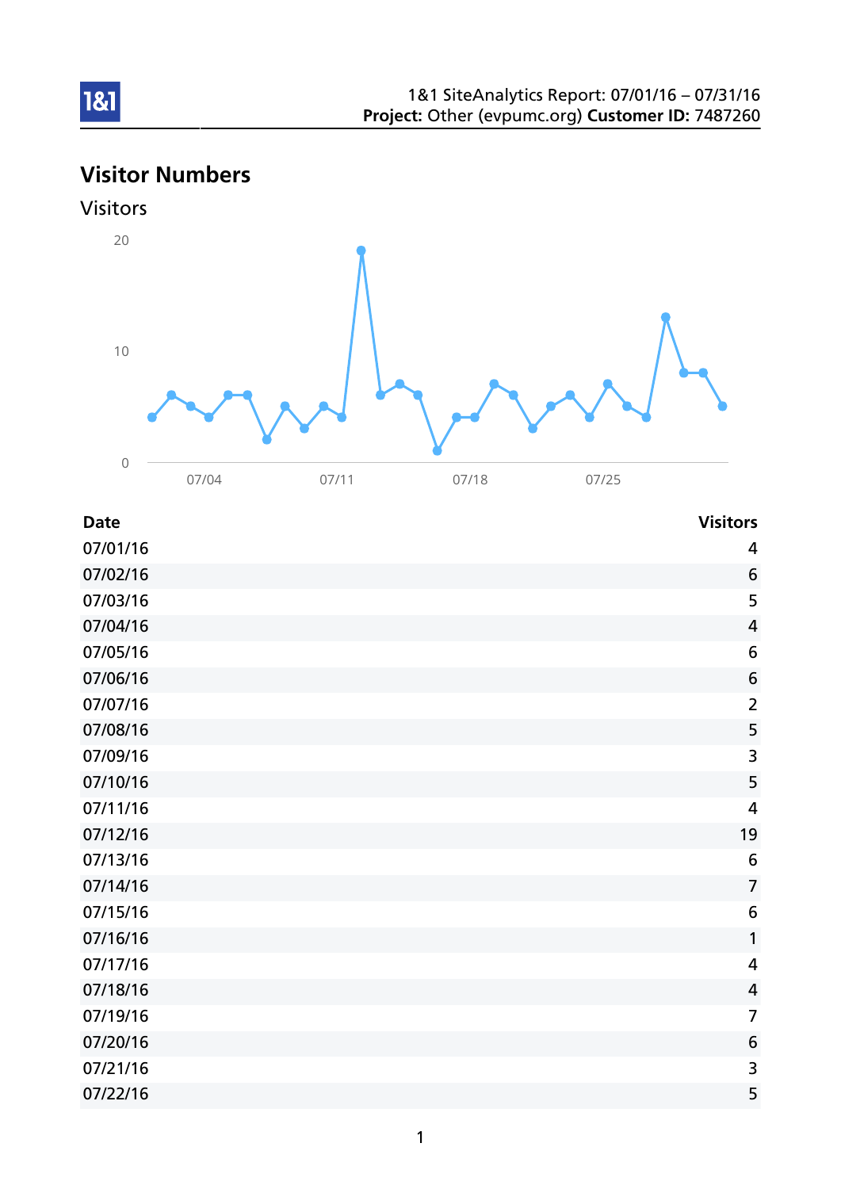1&1 SiteAnalytics Report: 07/01/16 – 07/31/16
**Project:** Other (evpumc.org) **Customer ID:** 7487260

## Visitor Numbers

### Visitors

| Date | Visitors |
| --- | --- |
| 07/01/16 | 4 |
| 07/02/16 | 6 |
| 07/03/16 | 5 |
| 07/04/16 | 4 |
| 07/05/16 | 6 |
| 07/06/16 | 6 |
| 07/07/16 | 2 |
| 07/08/16 | 5 |
| 07/09/16 | 3 |
| 07/10/16 | 5 |
| 07/11/16 | 4 |
| 07/12/16 | 19 |
| 07/13/16 | 6 |
| 07/14/16 | 7 |
| 07/15/16 | 6 |
| 07/16/16 | 1 |
| 07/17/16 | 4 |
| 07/18/16 | 4 |
| 07/19/16 | 7 |
| 07/20/16 | 6 |
| 07/21/16 | 3 |
| 07/22/16 | 5 |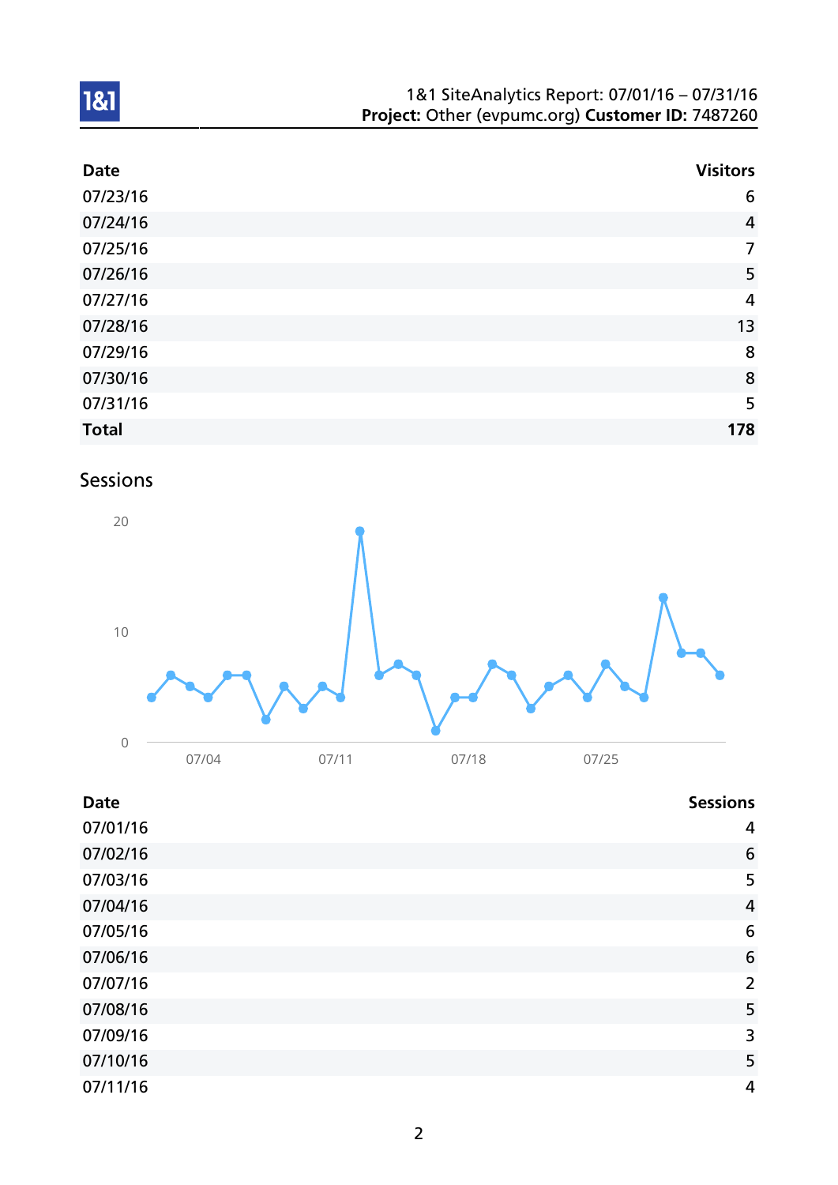| Date | Visitors |
|---|---:|
| 07/23/16 | 6 |
| 07/24/16 | 4 |
| 07/25/16 | 7 |
| 07/26/16 | 5 |
| 07/27/16 | 4 |
| 07/28/16 | 13 |
| 07/29/16 | 8 |
| 07/30/16 | 8 |
| 07/31/16 | 5 |
| **Total** | **178** |

## Sessions

| Date | Sessions |
|---|---:|
| 07/01/16 | 4 |
| 07/02/16 | 6 |
| 07/03/16 | 5 |
| 07/04/16 | 4 |
| 07/05/16 | 6 |
| 07/06/16 | 6 |
| 07/07/16 | 2 |
| 07/08/16 | 5 |
| 07/09/16 | 3 |
| 07/10/16 | 5 |
| 07/11/16 | 4 |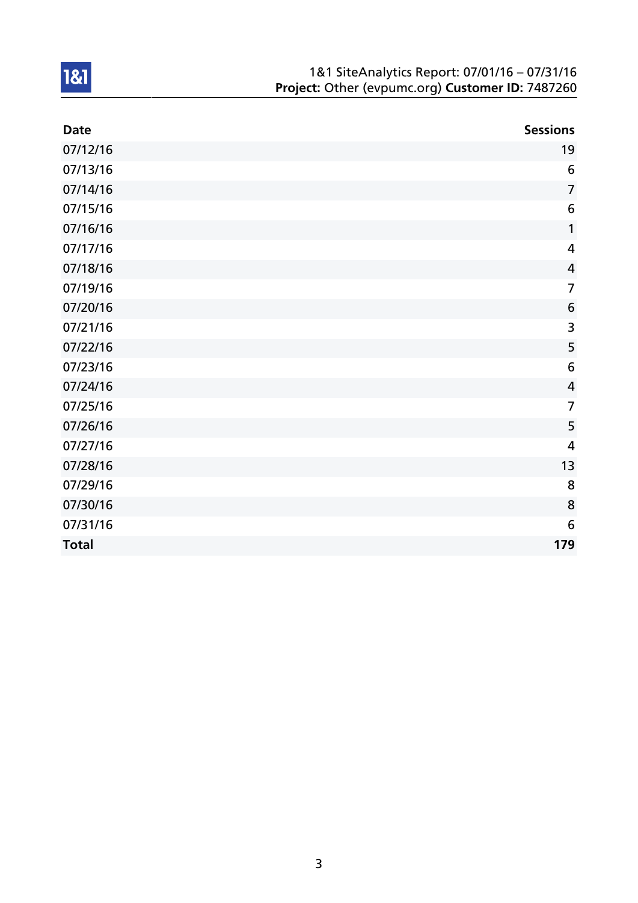| Date | Sessions |
|---|---|
| 07/12/16 | 19 |
| 07/13/16 | 6 |
| 07/14/16 | 7 |
| 07/15/16 | 6 |
| 07/16/16 | 1 |
| 07/17/16 | 4 |
| 07/18/16 | 4 |
| 07/19/16 | 7 |
| 07/20/16 | 6 |
| 07/21/16 | 3 |
| 07/22/16 | 5 |
| 07/23/16 | 6 |
| 07/24/16 | 4 |
| 07/25/16 | 7 |
| 07/26/16 | 5 |
| 07/27/16 | 4 |
| 07/28/16 | 13 |
| 07/29/16 | 8 |
| 07/30/16 | 8 |
| 07/31/16 | 6 |
| **Total** | **179** |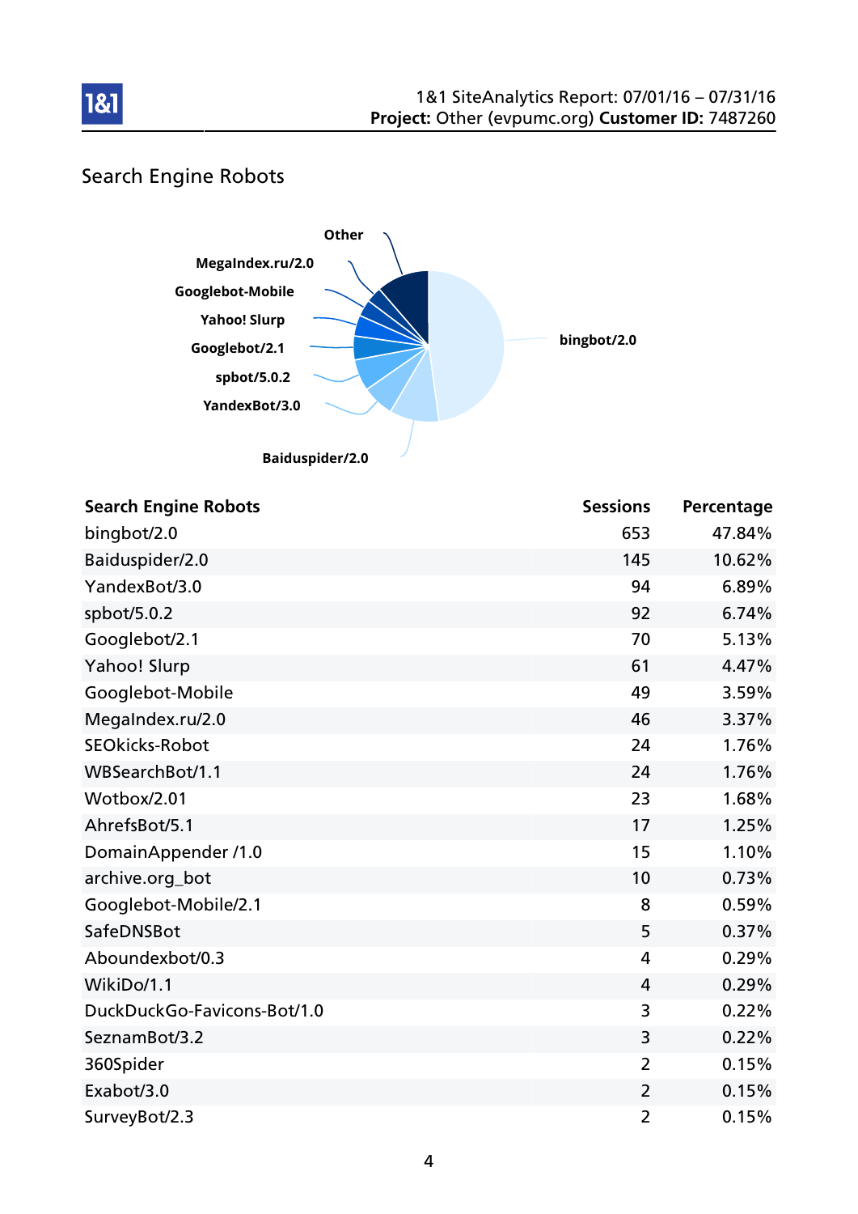# Search Engine Robots

| Search Engine Robots | Sessions | Percentage |
|---|---|---|
| bingbot/2.0 | 653 | 47.84% |
| Baiduspider/2.0 | 145 | 10.62% |
| YandexBot/3.0 | 94 | 6.89% |
| spbot/5.0.2 | 92 | 6.74% |
| Googlebot/2.1 | 70 | 5.13% |
| Yahoo! Slurp | 61 | 4.47% |
| Googlebot-Mobile | 49 | 3.59% |
| MegaIndex.ru/2.0 | 46 | 3.37% |
| SEOkicks-Robot | 24 | 1.76% |
| WBSearchBot/1.1 | 24 | 1.76% |
| Wotbox/2.01 | 23 | 1.68% |
| AhrefsBot/5.1 | 17 | 1.25% |
| DomainAppender /1.0 | 15 | 1.10% |
| archive.org_bot | 10 | 0.73% |
| Googlebot-Mobile/2.1 | 8 | 0.59% |
| SafeDNSBot | 5 | 0.37% |
| Aboundexbot/0.3 | 4 | 0.29% |
| WikiDo/1.1 | 4 | 0.29% |
| DuckDuckGo-Favicons-Bot/1.0 | 3 | 0.22% |
| SeznamBot/3.2 | 3 | 0.22% |
| 360Spider | 2 | 0.15% |
| Exabot/3.0 | 2 | 0.15% |
| SurveyBot/2.3 | 2 | 0.15% |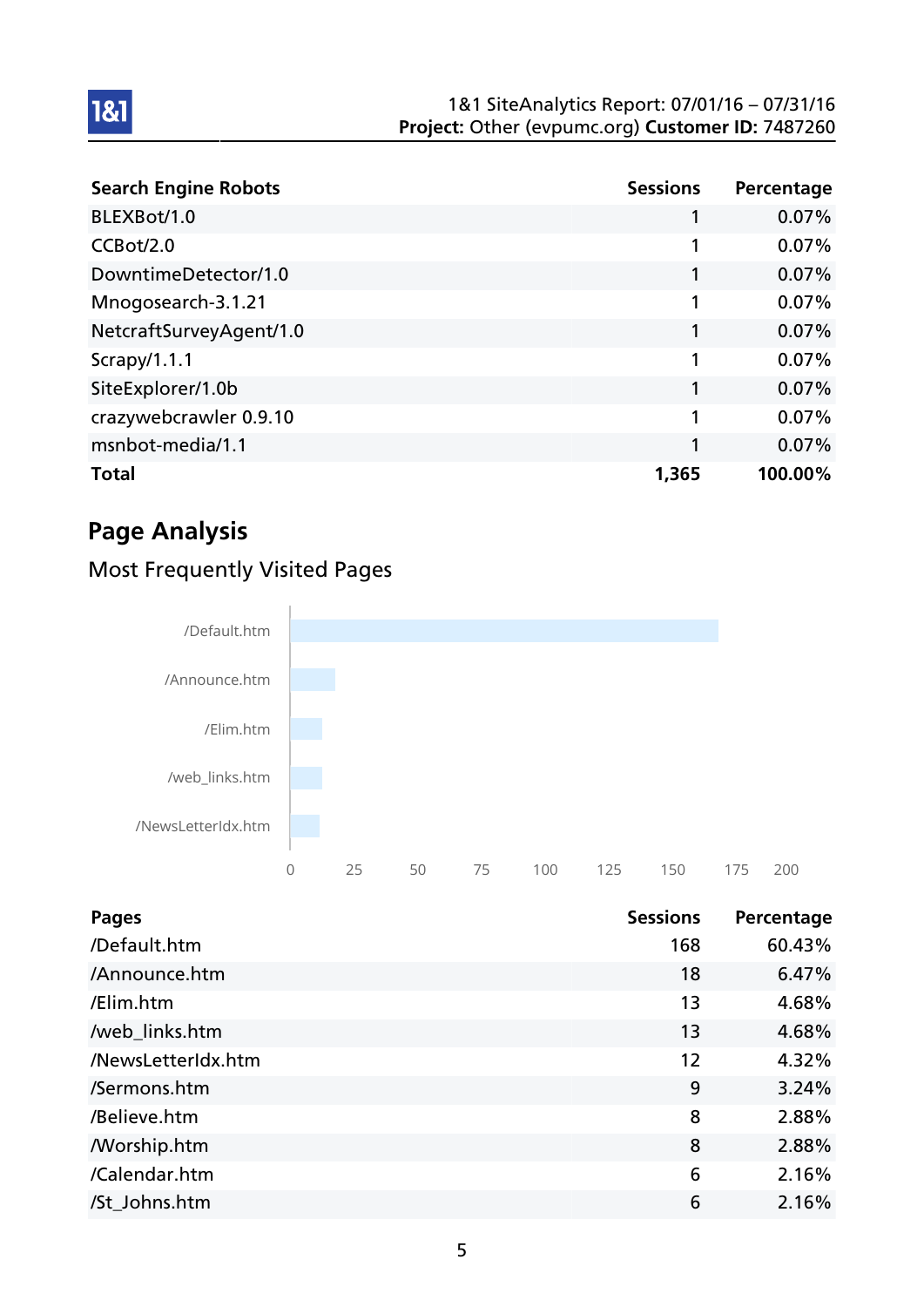| Search Engine Robots | Sessions | Percentage |
|---|---|---|
| BLEXBot/1.0 | 1 | 0.07% |
| CCBot/2.0 | 1 | 0.07% |
| DowntimeDetector/1.0 | 1 | 0.07% |
| Mnogosearch-3.1.21 | 1 | 0.07% |
| NetcraftSurveyAgent/1.0 | 1 | 0.07% |
| Scrapy/1.1.1 | 1 | 0.07% |
| SiteExplorer/1.0b | 1 | 0.07% |
| crazywebcrawler 0.9.10 | 1 | 0.07% |
| msnbot-media/1.1 | 1 | 0.07% |
| **Total** | **1,365** | **100.00%** |

## Page Analysis

### Most Frequently Visited Pages

| Pages | Sessions | Percentage |
|---|---|---|
| /Default.htm | 168 | 60.43% |
| /Announce.htm | 18 | 6.47% |
| /Elim.htm | 13 | 4.68% |
| /web_links.htm | 13 | 4.68% |
| /NewsLetterIdx.htm | 12 | 4.32% |
| /Sermons.htm | 9 | 3.24% |
| /Believe.htm | 8 | 2.88% |
| /Worship.htm | 8 | 2.88% |
| /Calendar.htm | 6 | 2.16% |
| /St_Johns.htm | 6 | 2.16% |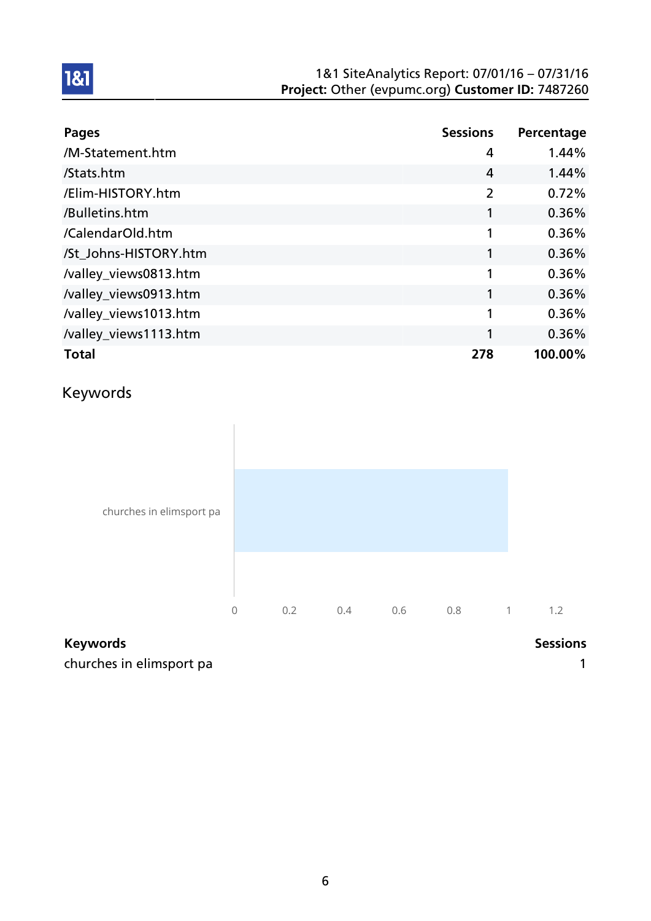| Pages | Sessions | Percentage |
|---|---|---|
| /M-Statement.htm | 4 | 1.44% |
| /Stats.htm | 4 | 1.44% |
| /Elim-HISTORY.htm | 2 | 0.72% |
| /Bulletins.htm | 1 | 0.36% |
| /CalendarOld.htm | 1 | 0.36% |
| /St_Johns-HISTORY.htm | 1 | 0.36% |
| /valley_views0813.htm | 1 | 0.36% |
| /valley_views0913.htm | 1 | 0.36% |
| /valley_views1013.htm | 1 | 0.36% |
| /valley_views1113.htm | 1 | 0.36% |
| **Total** | **278** | **100.00%** |

## Keywords

| Keywords | Sessions |
|---|---|
| churches in elimsport pa | 1 |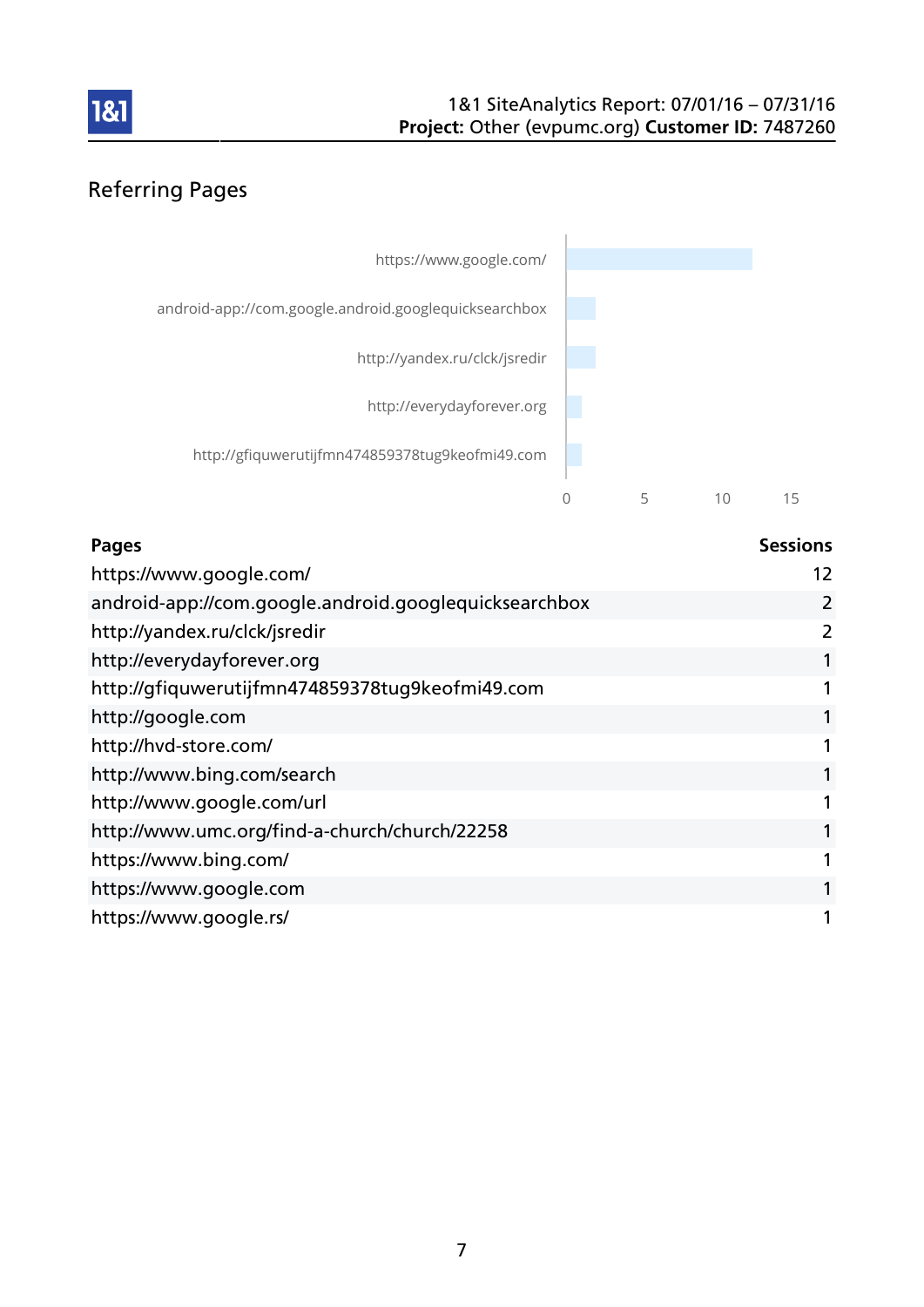1&1 SiteAnalytics Report: 07/01/16 – 07/31/16
**Project:** Other (evpumc.org) **Customer ID:** 7487260

## Referring Pages

| Pages | Sessions |
|---|---|
| https://www.google.com/ | 12 |
| android-app://com.google.android.googlequicksearchbox | 2 |
| http://yandex.ru/clck/jsredir | 2 |
| http://everydayforever.org | 1 |
| http://gfiquwerutijfmn474859378tug9keofmi49.com | 1 |
| http://google.com | 1 |
| http://hvd-store.com/ | 1 |
| http://www.bing.com/search | 1 |
| http://www.google.com/url | 1 |
| http://www.umc.org/find-a-church/church/22258 | 1 |
| https://www.bing.com/ | 1 |
| https://www.google.com | 1 |
| https://www.google.rs/ | 1 |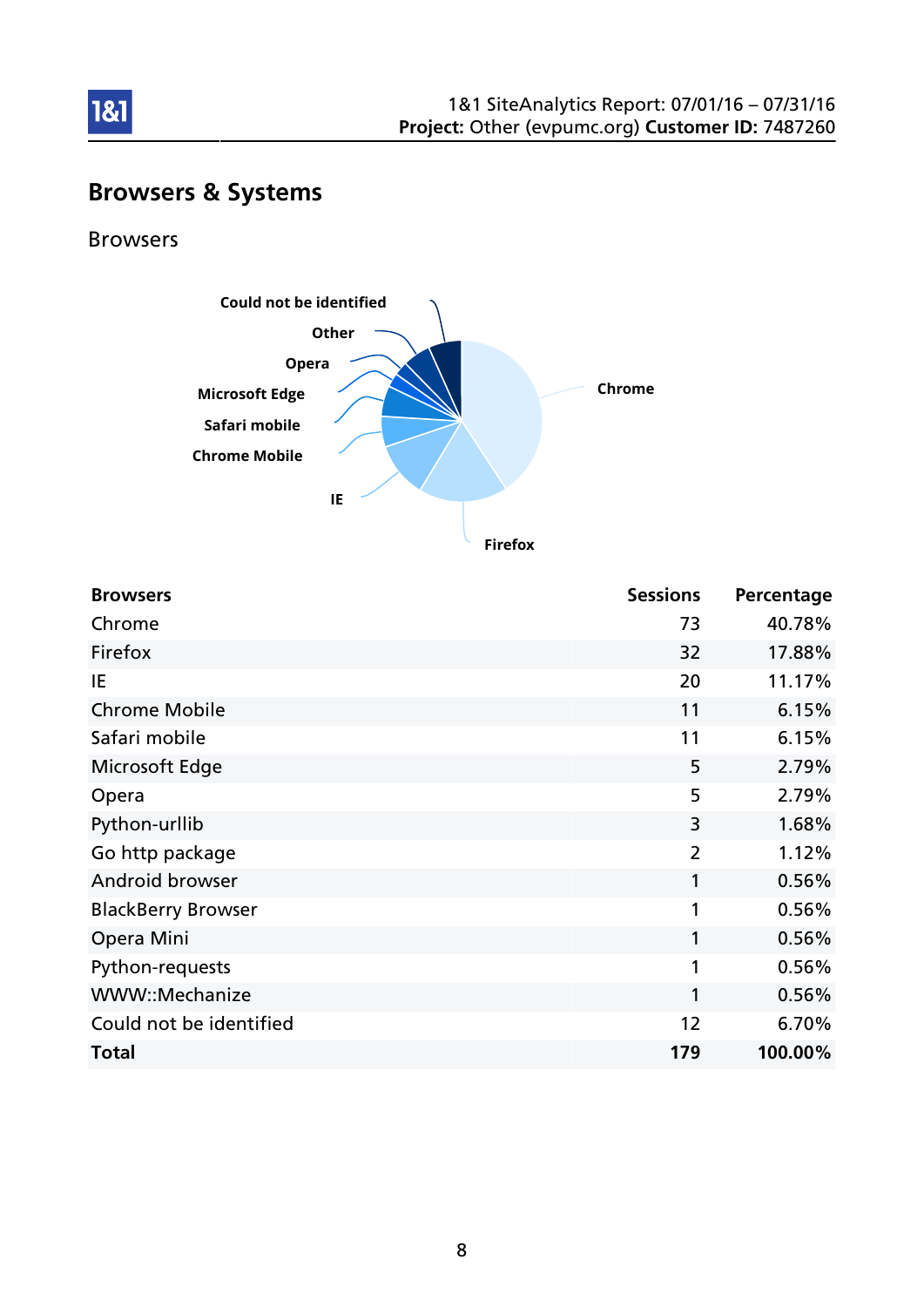# Browsers & Systems

## Browsers

| Browsers | Sessions | Percentage |
|---|---|---|
| Chrome | 73 | 40.78% |
| Firefox | 32 | 17.88% |
| IE | 20 | 11.17% |
| Chrome Mobile | 11 | 6.15% |
| Safari mobile | 11 | 6.15% |
| Microsoft Edge | 5 | 2.79% |
| Opera | 5 | 2.79% |
| Python-urllib | 3 | 1.68% |
| Go http package | 2 | 1.12% |
| Android browser | 1 | 0.56% |
| BlackBerry Browser | 1 | 0.56% |
| Opera Mini | 1 | 0.56% |
| Python-requests | 1 | 0.56% |
| WWW::Mechanize | 1 | 0.56% |
| Could not be identified | 12 | 6.70% |
| **Total** | **179** | **100.00%** |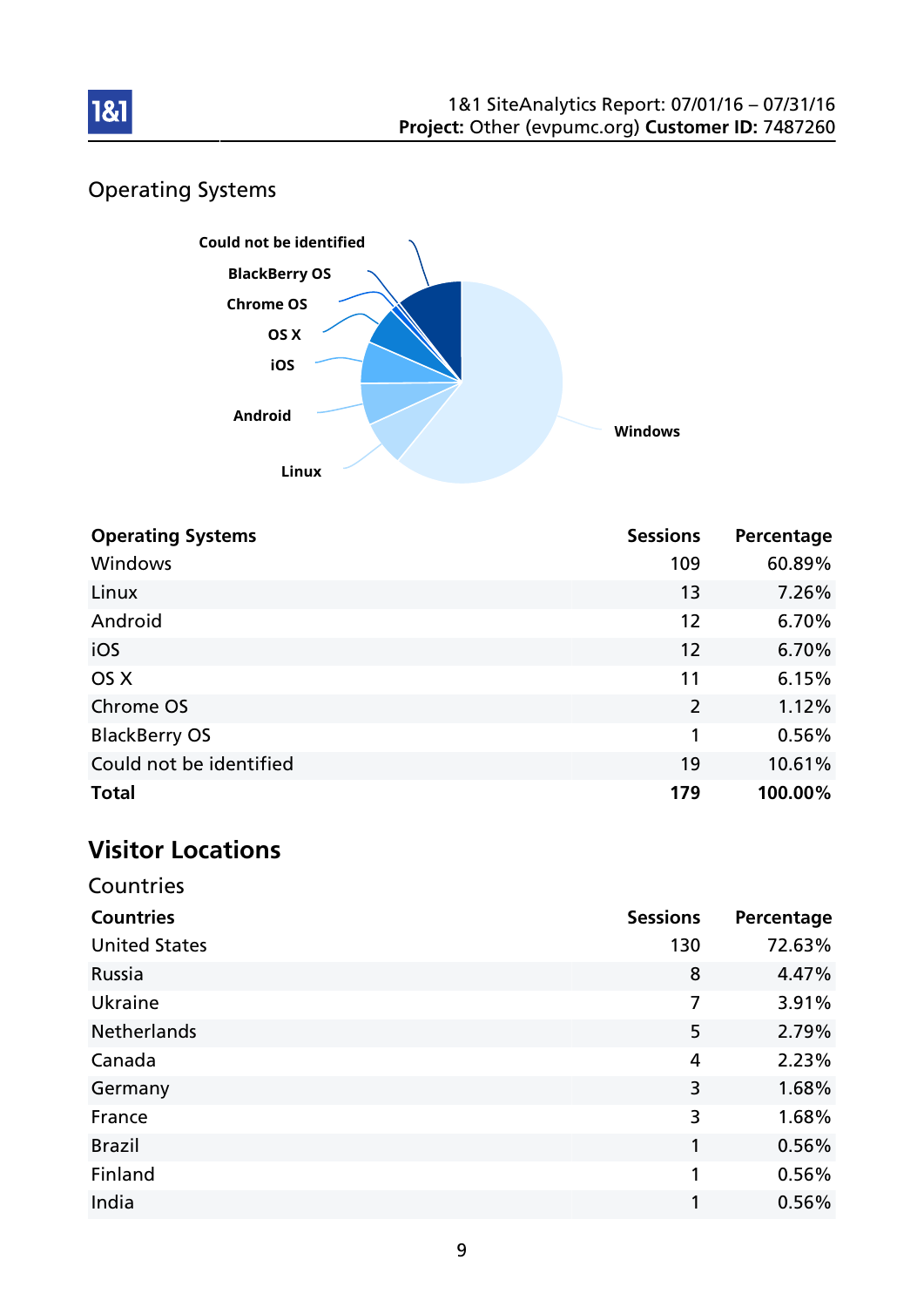## Operating Systems

| Operating Systems | Sessions | Percentage |
|---|---|---|
| Windows | 109 | 60.89% |
| Linux | 13 | 7.26% |
| Android | 12 | 6.70% |
| iOS | 12 | 6.70% |
| OS X | 11 | 6.15% |
| Chrome OS | 2 | 1.12% |
| BlackBerry OS | 1 | 0.56% |
| Could not be identified | 19 | 10.61% |
| **Total** | **179** | **100.00%** |

# Visitor Locations

## Countries

| Countries | Sessions | Percentage |
|---|---|---|
| United States | 130 | 72.63% |
| Russia | 8 | 4.47% |
| Ukraine | 7 | 3.91% |
| Netherlands | 5 | 2.79% |
| Canada | 4 | 2.23% |
| Germany | 3 | 1.68% |
| France | 3 | 1.68% |
| Brazil | 1 | 0.56% |
| Finland | 1 | 0.56% |
| India | 1 | 0.56% |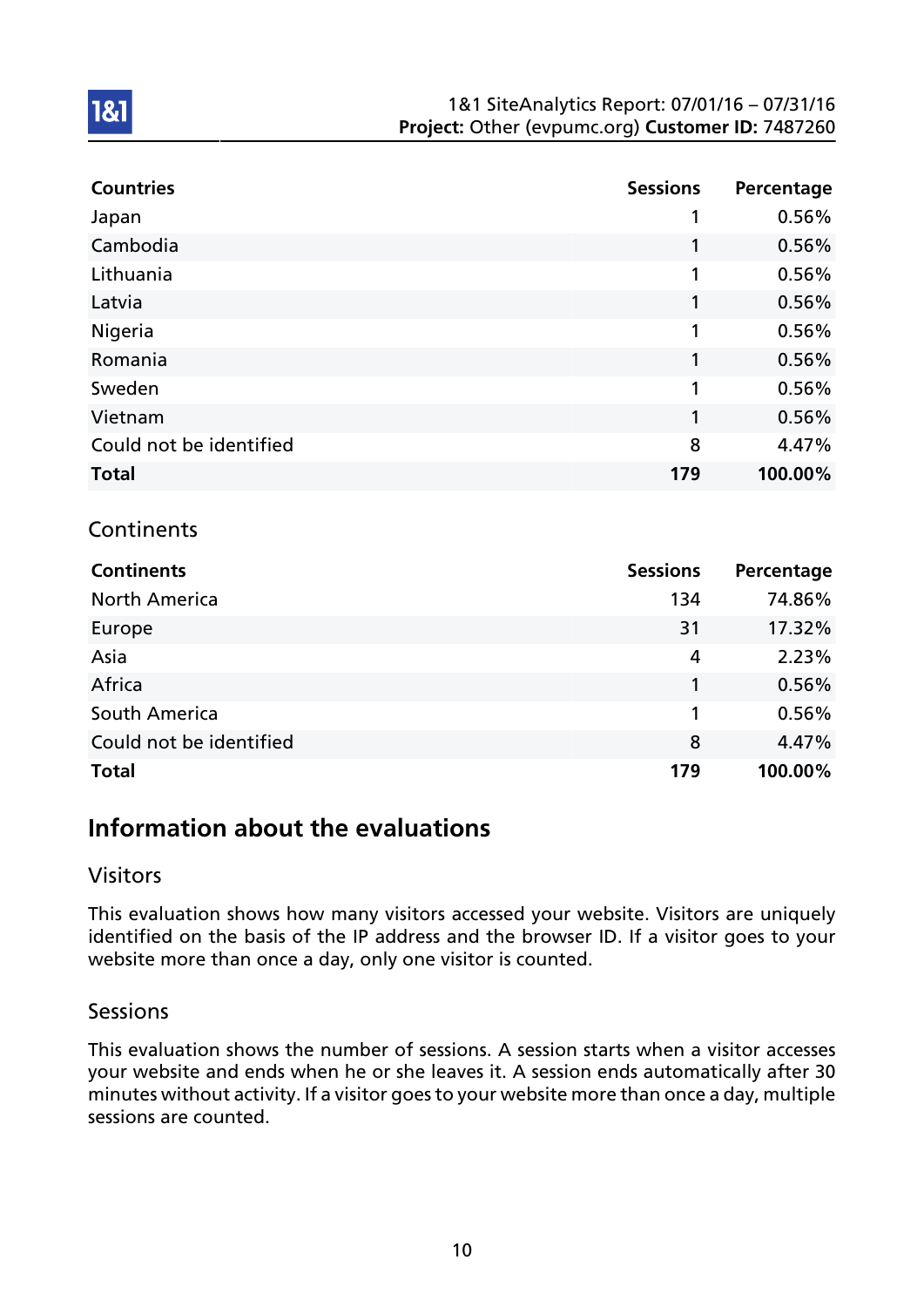| Countries | Sessions | Percentage |
| --- | --- | --- |
| Japan | 1 | 0.56% |
| Cambodia | 1 | 0.56% |
| Lithuania | 1 | 0.56% |
| Latvia | 1 | 0.56% |
| Nigeria | 1 | 0.56% |
| Romania | 1 | 0.56% |
| Sweden | 1 | 0.56% |
| Vietnam | 1 | 0.56% |
| Could not be identified | 8 | 4.47% |
| **Total** | **179** | **100.00%** |

### Continents

| Continents | Sessions | Percentage |
| --- | --- | --- |
| North America | 134 | 74.86% |
| Europe | 31 | 17.32% |
| Asia | 4 | 2.23% |
| Africa | 1 | 0.56% |
| South America | 1 | 0.56% |
| Could not be identified | 8 | 4.47% |
| **Total** | **179** | **100.00%** |

## Information about the evaluations

### Visitors

This evaluation shows how many visitors accessed your website. Visitors are uniquely identified on the basis of the IP address and the browser ID. If a visitor goes to your website more than once a day, only one visitor is counted.

### Sessions

This evaluation shows the number of sessions. A session starts when a visitor accesses your website and ends when he or she leaves it. A session ends automatically after 30 minutes without activity. If a visitor goes to your website more than once a day, multiple sessions are counted.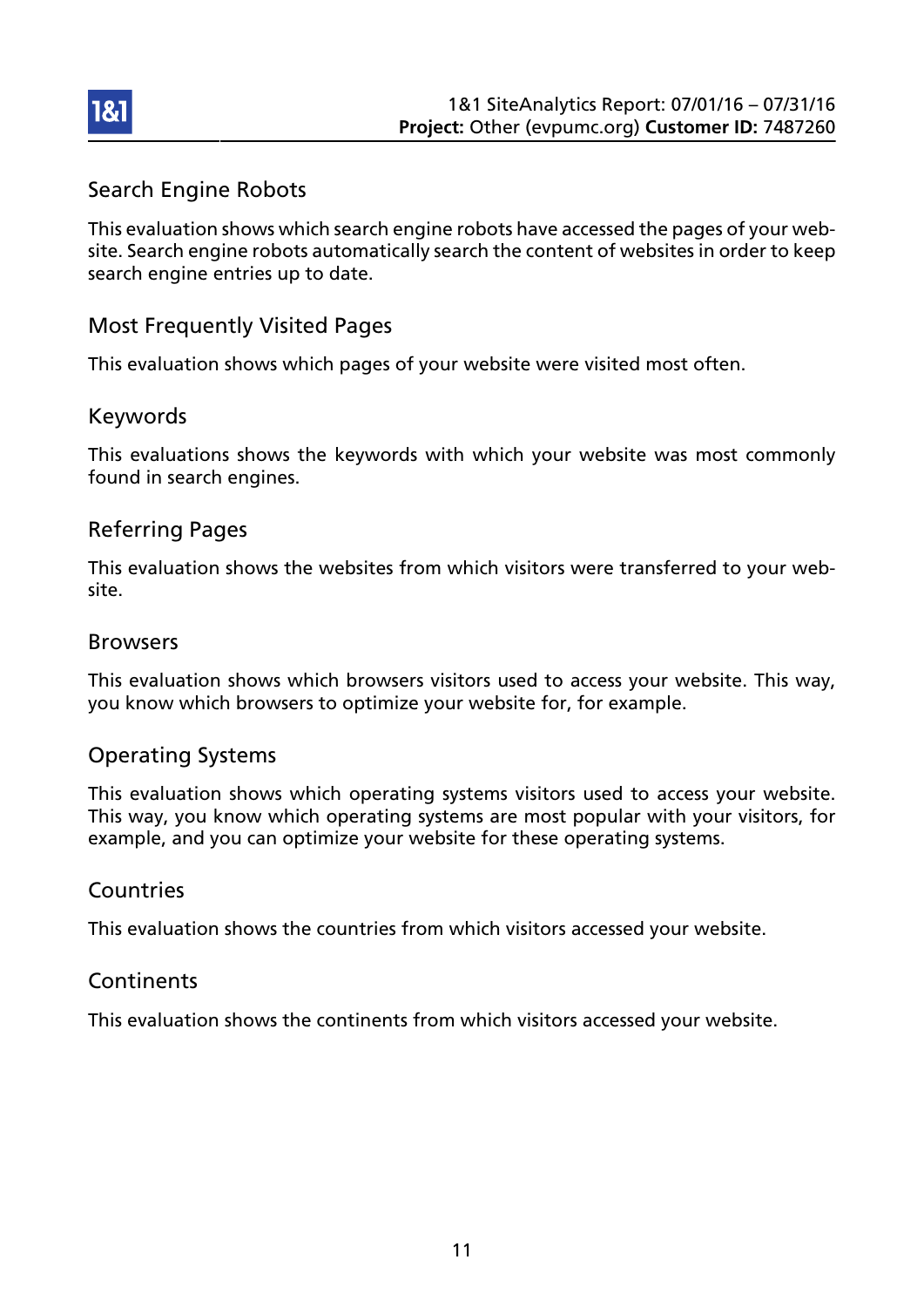## Search Engine Robots

This evaluation shows which search engine robots have accessed the pages of your website. Search engine robots automatically search the content of websites in order to keep search engine entries up to date.

## Most Frequently Visited Pages

This evaluation shows which pages of your website were visited most often.

## Keywords

This evaluations shows the keywords with which your website was most commonly found in search engines.

## Referring Pages

This evaluation shows the websites from which visitors were transferred to your website.

## Browsers

This evaluation shows which browsers visitors used to access your website. This way, you know which browsers to optimize your website for, for example.

## Operating Systems

This evaluation shows which operating systems visitors used to access your website. This way, you know which operating systems are most popular with your visitors, for example, and you can optimize your website for these operating systems.

## Countries

This evaluation shows the countries from which visitors accessed your website.

## Continents

This evaluation shows the continents from which visitors accessed your website.